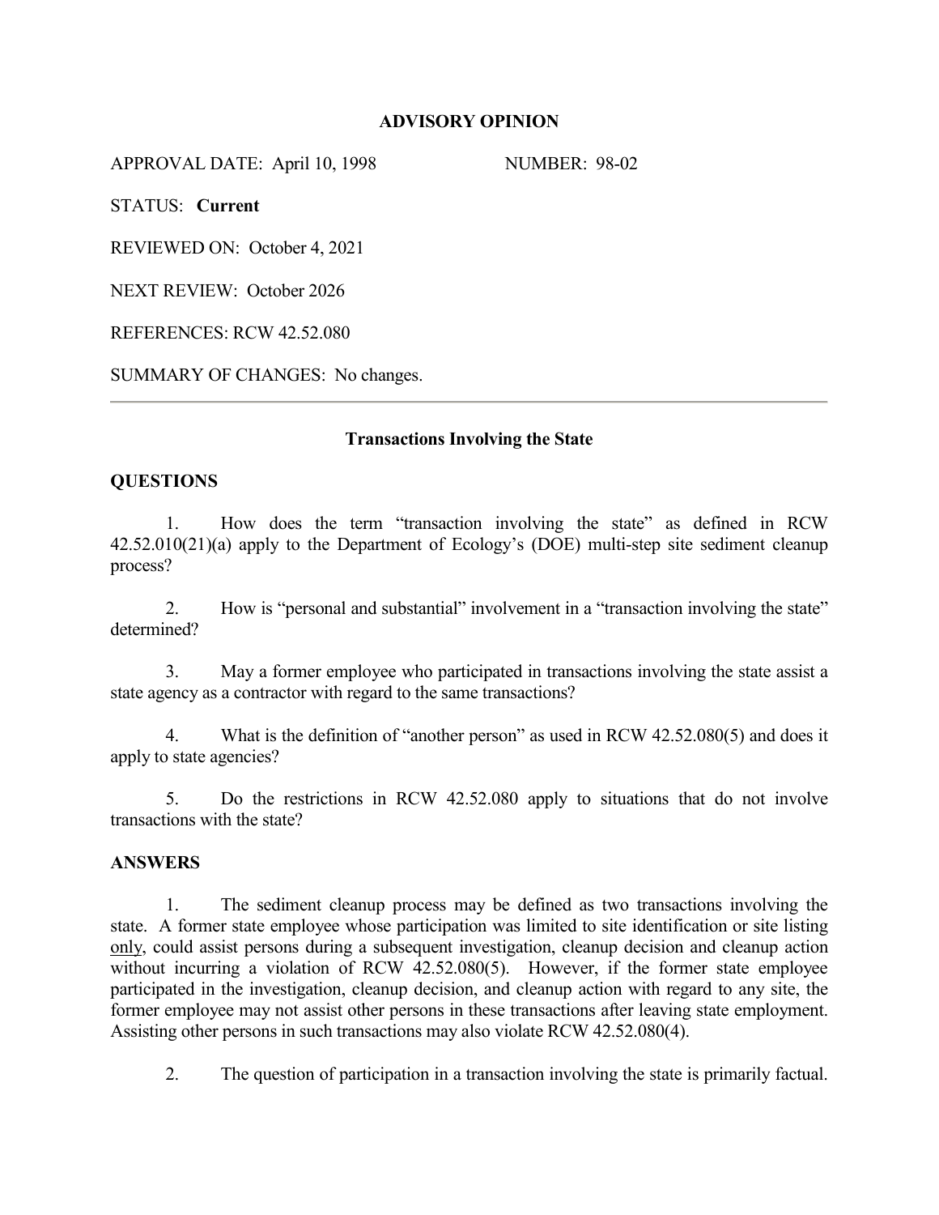**ADVISORY OPINION**

APPROVAL DATE: April 10, 1998 NUMBER: 98-02

STATUS: **Current**

REVIEWED ON: October 4, 2021

NEXT REVIEW: October 2026

REFERENCES: RCW 42.52.080

SUMMARY OF CHANGES: No changes.

---

**Transactions Involving the State**

## QUESTIONS

1. How does the term "transaction involving the state" as defined in RCW 42.52.010(21)(a) apply to the Department of Ecology's (DOE) multi-step site sediment cleanup process?

2. How is "personal and substantial" involvement in a "transaction involving the state" determined?

3. May a former employee who participated in transactions involving the state assist a state agency as a contractor with regard to the same transactions?

4. What is the definition of "another person" as used in RCW 42.52.080(5) and does it apply to state agencies?

5. Do the restrictions in RCW 42.52.080 apply to situations that do not involve transactions with the state?

## ANSWERS

1. The sediment cleanup process may be defined as two transactions involving the state. A former state employee whose participation was limited to site identification or site listing <u>only</u>, could assist persons during a subsequent investigation, cleanup decision and cleanup action without incurring a violation of RCW 42.52.080(5). However, if the former state employee participated in the investigation, cleanup decision, and cleanup action with regard to any site, the former employee may not assist other persons in these transactions after leaving state employment. Assisting other persons in such transactions may also violate RCW 42.52.080(4).

2. The question of participation in a transaction involving the state is primarily factual.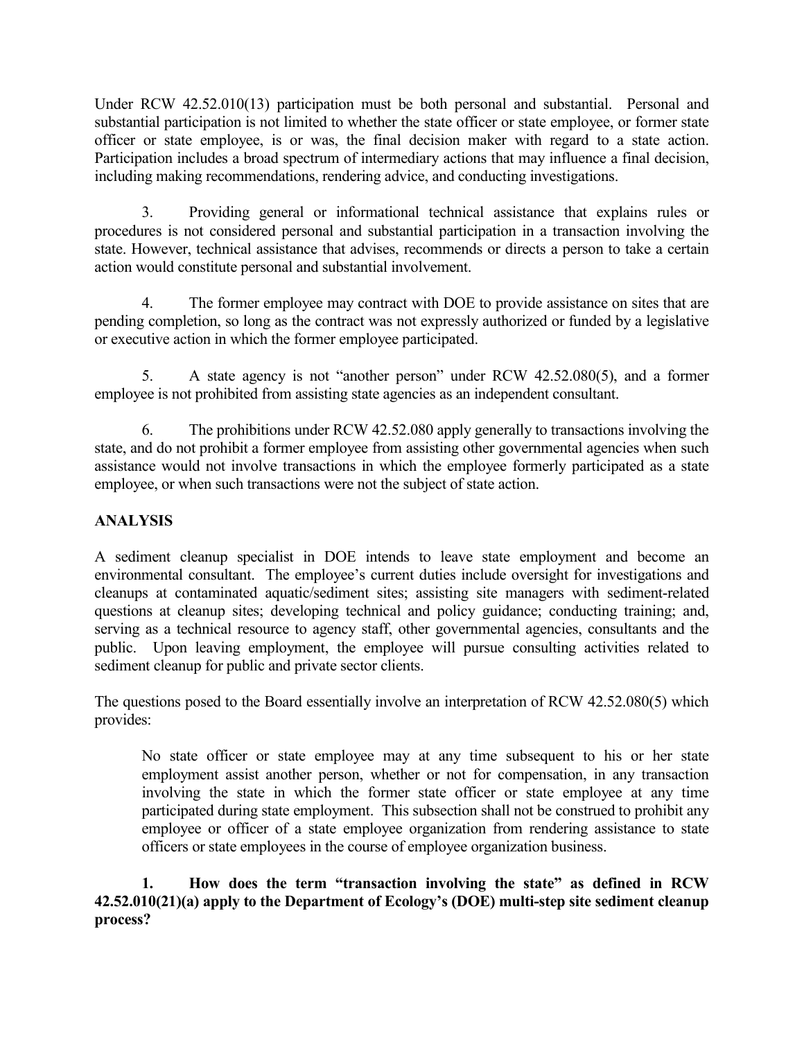Under RCW 42.52.010(13) participation must be both personal and substantial. Personal and substantial participation is not limited to whether the state officer or state employee, or former state officer or state employee, is or was, the final decision maker with regard to a state action. Participation includes a broad spectrum of intermediary actions that may influence a final decision, including making recommendations, rendering advice, and conducting investigations.

3. Providing general or informational technical assistance that explains rules or procedures is not considered personal and substantial participation in a transaction involving the state. However, technical assistance that advises, recommends or directs a person to take a certain action would constitute personal and substantial involvement.

4. The former employee may contract with DOE to provide assistance on sites that are pending completion, so long as the contract was not expressly authorized or funded by a legislative or executive action in which the former employee participated.

5. A state agency is not "another person" under RCW 42.52.080(5), and a former employee is not prohibited from assisting state agencies as an independent consultant.

6. The prohibitions under RCW 42.52.080 apply generally to transactions involving the state, and do not prohibit a former employee from assisting other governmental agencies when such assistance would not involve transactions in which the employee formerly participated as a state employee, or when such transactions were not the subject of state action.

## ANALYSIS

A sediment cleanup specialist in DOE intends to leave state employment and become an environmental consultant. The employee's current duties include oversight for investigations and cleanups at contaminated aquatic/sediment sites; assisting site managers with sediment-related questions at cleanup sites; developing technical and policy guidance; conducting training; and, serving as a technical resource to agency staff, other governmental agencies, consultants and the public. Upon leaving employment, the employee will pursue consulting activities related to sediment cleanup for public and private sector clients.

The questions posed to the Board essentially involve an interpretation of RCW 42.52.080(5) which provides:

> No state officer or state employee may at any time subsequent to his or her state employment assist another person, whether or not for compensation, in any transaction involving the state in which the former state officer or state employee at any time participated during state employment. This subsection shall not be construed to prohibit any employee or officer of a state employee organization from rendering assistance to state officers or state employees in the course of employee organization business.

**1. How does the term "transaction involving the state" as defined in RCW 42.52.010(21)(a) apply to the Department of Ecology's (DOE) multi-step site sediment cleanup process?**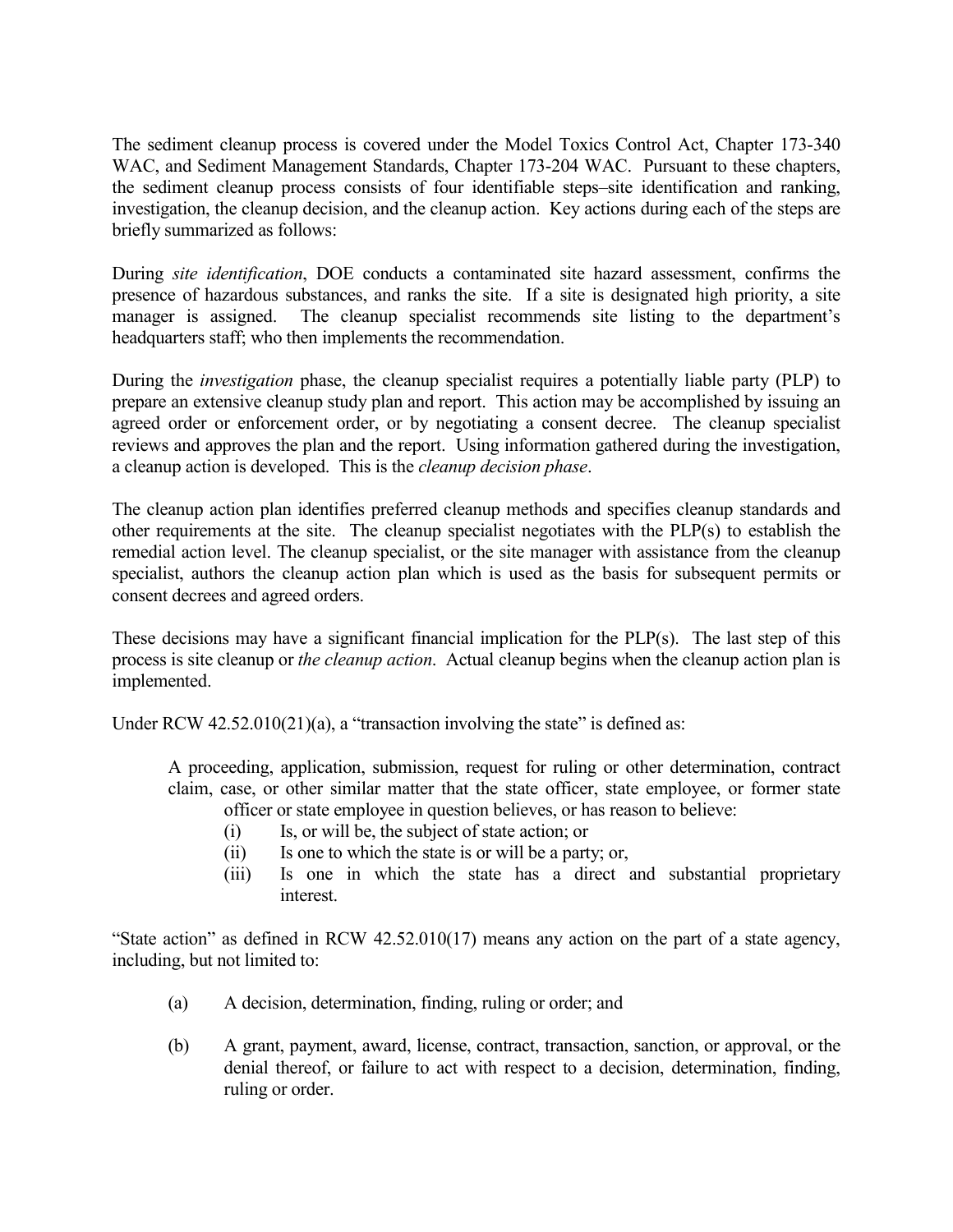The sediment cleanup process is covered under the Model Toxics Control Act, Chapter 173-340 WAC, and Sediment Management Standards, Chapter 173-204 WAC. Pursuant to these chapters, the sediment cleanup process consists of four identifiable steps–site identification and ranking, investigation, the cleanup decision, and the cleanup action. Key actions during each of the steps are briefly summarized as follows:

During *site identification*, DOE conducts a contaminated site hazard assessment, confirms the presence of hazardous substances, and ranks the site. If a site is designated high priority, a site manager is assigned. The cleanup specialist recommends site listing to the department's headquarters staff; who then implements the recommendation.

During the *investigation* phase, the cleanup specialist requires a potentially liable party (PLP) to prepare an extensive cleanup study plan and report. This action may be accomplished by issuing an agreed order or enforcement order, or by negotiating a consent decree. The cleanup specialist reviews and approves the plan and the report. Using information gathered during the investigation, a cleanup action is developed. This is the *cleanup decision phase*.

The cleanup action plan identifies preferred cleanup methods and specifies cleanup standards and other requirements at the site. The cleanup specialist negotiates with the PLP(s) to establish the remedial action level. The cleanup specialist, or the site manager with assistance from the cleanup specialist, authors the cleanup action plan which is used as the basis for subsequent permits or consent decrees and agreed orders.

These decisions may have a significant financial implication for the PLP(s). The last step of this process is site cleanup or *the cleanup action*. Actual cleanup begins when the cleanup action plan is implemented.

Under RCW 42.52.010(21)(a), a "transaction involving the state" is defined as:

> A proceeding, application, submission, request for ruling or other determination, contract claim, case, or other similar matter that the state officer, state employee, or former state officer or state employee in question believes, or has reason to believe:
>
> (i) Is, or will be, the subject of state action; or
>
> (ii) Is one to which the state is or will be a party; or,
>
> (iii) Is one in which the state has a direct and substantial proprietary interest.

"State action" as defined in RCW 42.52.010(17) means any action on the part of a state agency, including, but not limited to:

(a) A decision, determination, finding, ruling or order; and

(b) A grant, payment, award, license, contract, transaction, sanction, or approval, or the denial thereof, or failure to act with respect to a decision, determination, finding, ruling or order.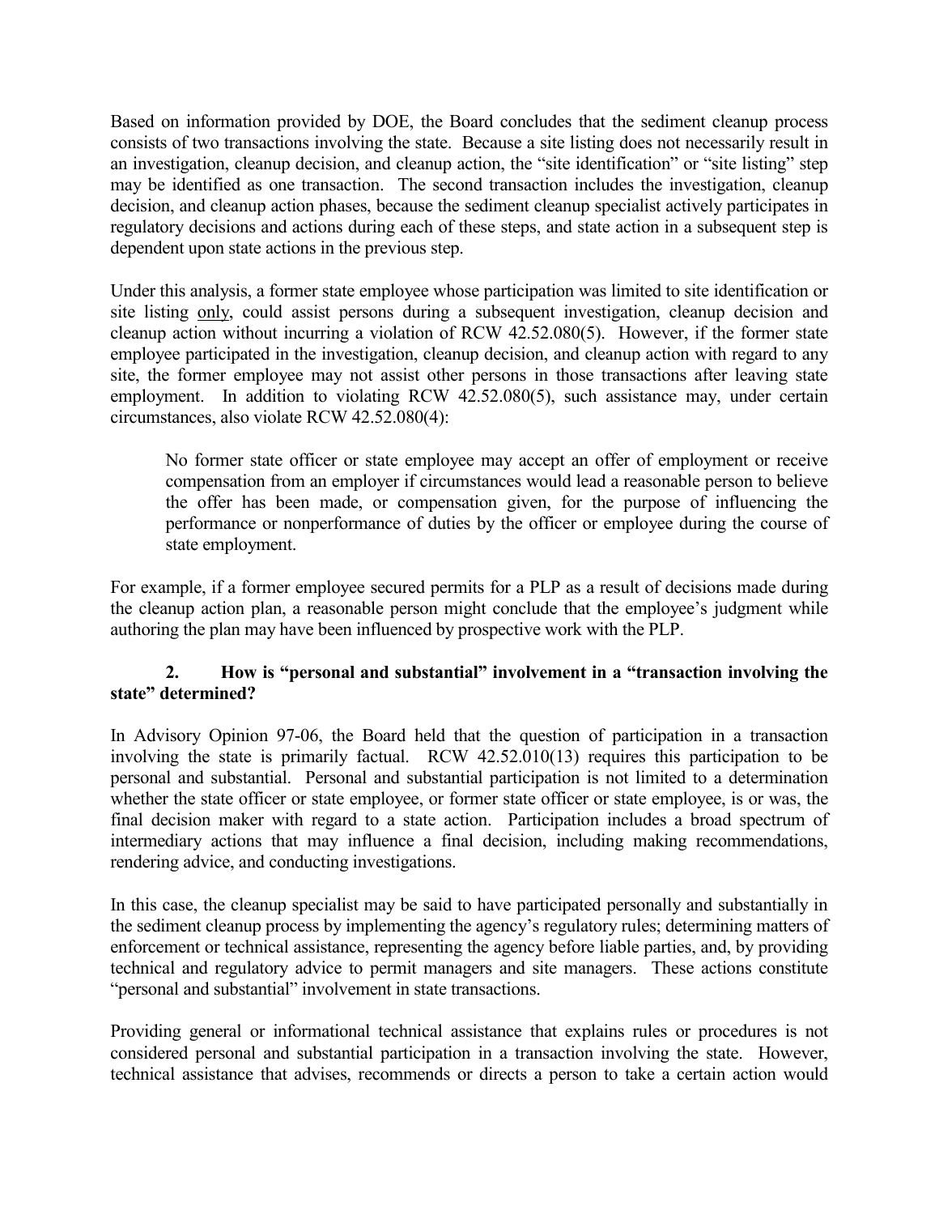Based on information provided by DOE, the Board concludes that the sediment cleanup process consists of two transactions involving the state. Because a site listing does not necessarily result in an investigation, cleanup decision, and cleanup action, the "site identification" or "site listing" step may be identified as one transaction. The second transaction includes the investigation, cleanup decision, and cleanup action phases, because the sediment cleanup specialist actively participates in regulatory decisions and actions during each of these steps, and state action in a subsequent step is dependent upon state actions in the previous step.

Under this analysis, a former state employee whose participation was limited to site identification or site listing <u>only</u>, could assist persons during a subsequent investigation, cleanup decision and cleanup action without incurring a violation of RCW 42.52.080(5). However, if the former state employee participated in the investigation, cleanup decision, and cleanup action with regard to any site, the former employee may not assist other persons in those transactions after leaving state employment. In addition to violating RCW 42.52.080(5), such assistance may, under certain circumstances, also violate RCW 42.52.080(4):

> No former state officer or state employee may accept an offer of employment or receive compensation from an employer if circumstances would lead a reasonable person to believe the offer has been made, or compensation given, for the purpose of influencing the performance or nonperformance of duties by the officer or employee during the course of state employment.

For example, if a former employee secured permits for a PLP as a result of decisions made during the cleanup action plan, a reasonable person might conclude that the employee's judgment while authoring the plan may have been influenced by prospective work with the PLP.

### 2. How is "personal and substantial" involvement in a "transaction involving the state" determined?

In Advisory Opinion 97-06, the Board held that the question of participation in a transaction involving the state is primarily factual. RCW 42.52.010(13) requires this participation to be personal and substantial. Personal and substantial participation is not limited to a determination whether the state officer or state employee, or former state officer or state employee, is or was, the final decision maker with regard to a state action. Participation includes a broad spectrum of intermediary actions that may influence a final decision, including making recommendations, rendering advice, and conducting investigations.

In this case, the cleanup specialist may be said to have participated personally and substantially in the sediment cleanup process by implementing the agency's regulatory rules; determining matters of enforcement or technical assistance, representing the agency before liable parties, and, by providing technical and regulatory advice to permit managers and site managers. These actions constitute "personal and substantial" involvement in state transactions.

Providing general or informational technical assistance that explains rules or procedures is not considered personal and substantial participation in a transaction involving the state. However, technical assistance that advises, recommends or directs a person to take a certain action would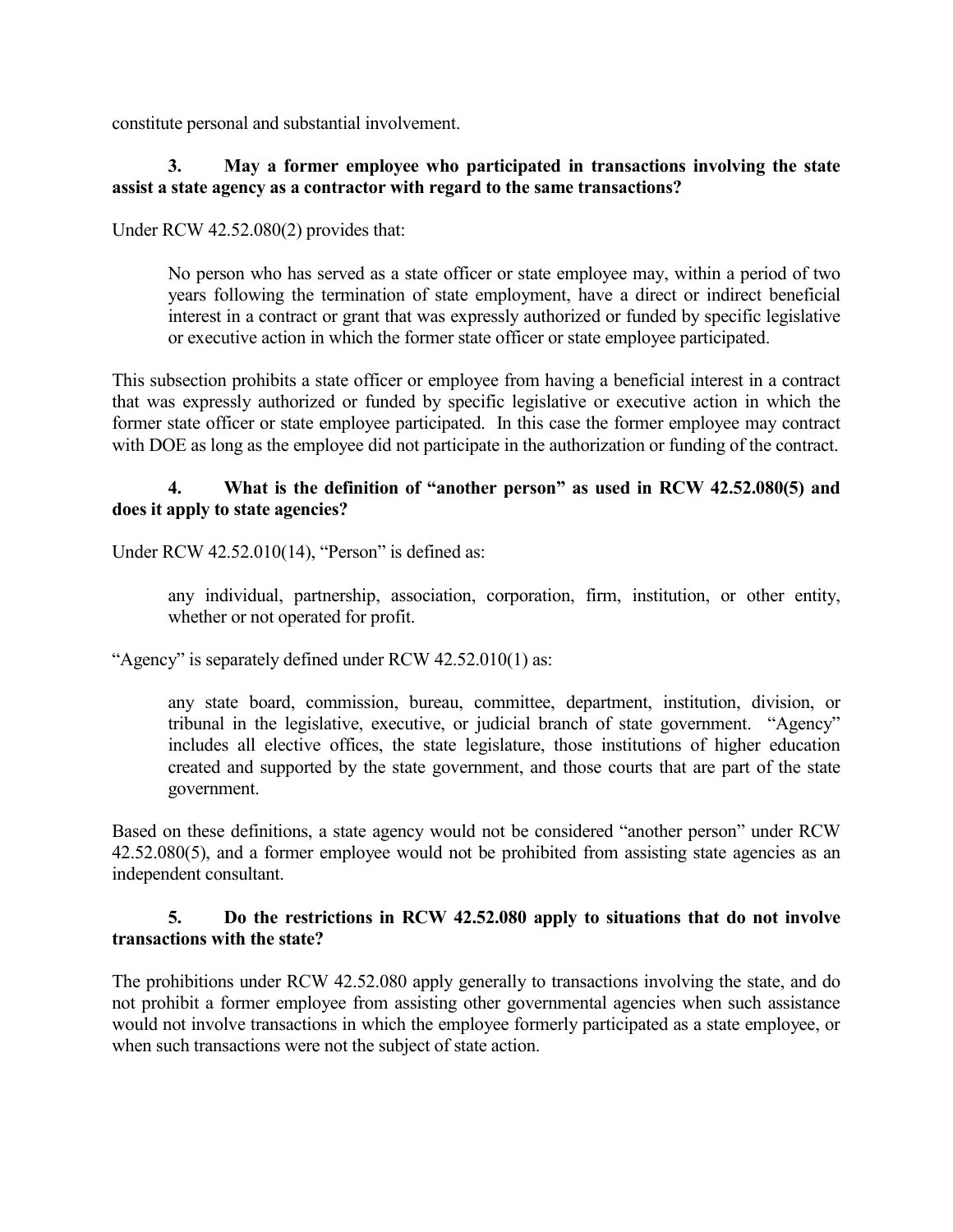constitute personal and substantial involvement.

**3. May a former employee who participated in transactions involving the state assist a state agency as a contractor with regard to the same transactions?**

Under RCW 42.52.080(2) provides that:

> No person who has served as a state officer or state employee may, within a period of two years following the termination of state employment, have a direct or indirect beneficial interest in a contract or grant that was expressly authorized or funded by specific legislative or executive action in which the former state officer or state employee participated.

This subsection prohibits a state officer or employee from having a beneficial interest in a contract that was expressly authorized or funded by specific legislative or executive action in which the former state officer or state employee participated. In this case the former employee may contract with DOE as long as the employee did not participate in the authorization or funding of the contract.

**4. What is the definition of "another person" as used in RCW 42.52.080(5) and does it apply to state agencies?**

Under RCW 42.52.010(14), "Person" is defined as:

> any individual, partnership, association, corporation, firm, institution, or other entity, whether or not operated for profit.

"Agency" is separately defined under RCW 42.52.010(1) as:

> any state board, commission, bureau, committee, department, institution, division, or tribunal in the legislative, executive, or judicial branch of state government. "Agency" includes all elective offices, the state legislature, those institutions of higher education created and supported by the state government, and those courts that are part of the state government.

Based on these definitions, a state agency would not be considered "another person" under RCW 42.52.080(5), and a former employee would not be prohibited from assisting state agencies as an independent consultant.

**5. Do the restrictions in RCW 42.52.080 apply to situations that do not involve transactions with the state?**

The prohibitions under RCW 42.52.080 apply generally to transactions involving the state, and do not prohibit a former employee from assisting other governmental agencies when such assistance would not involve transactions in which the employee formerly participated as a state employee, or when such transactions were not the subject of state action.